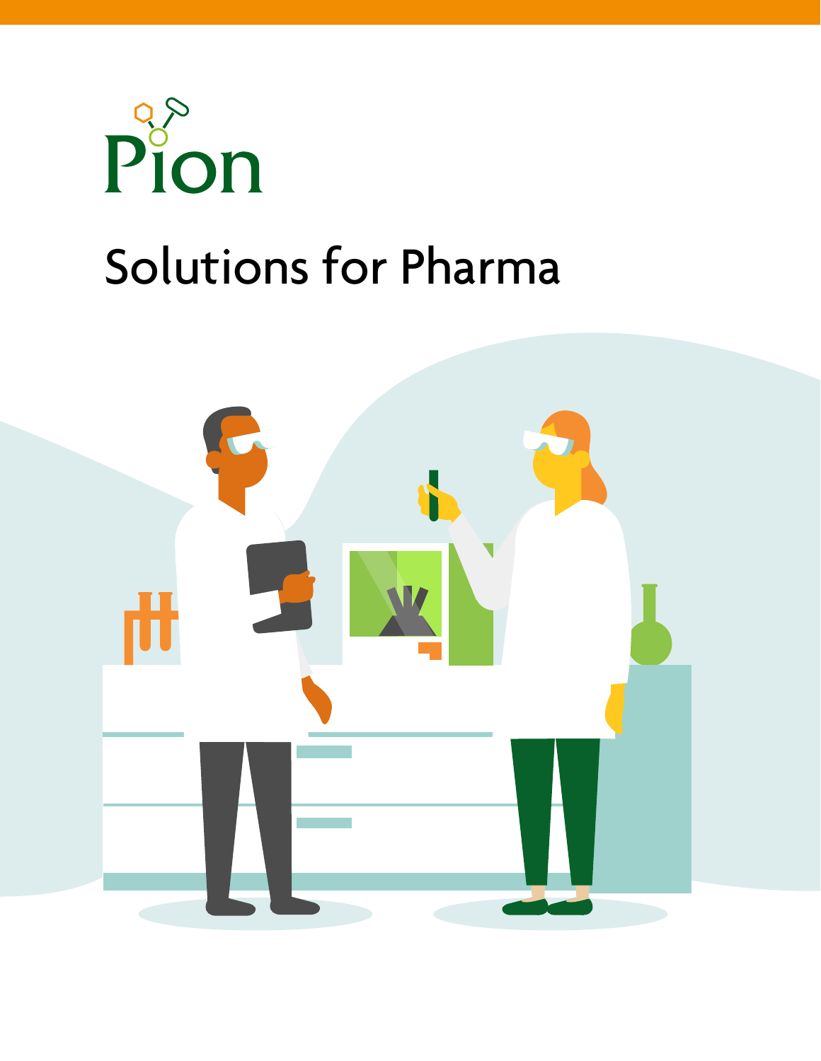Pion

# Solutions for Pharma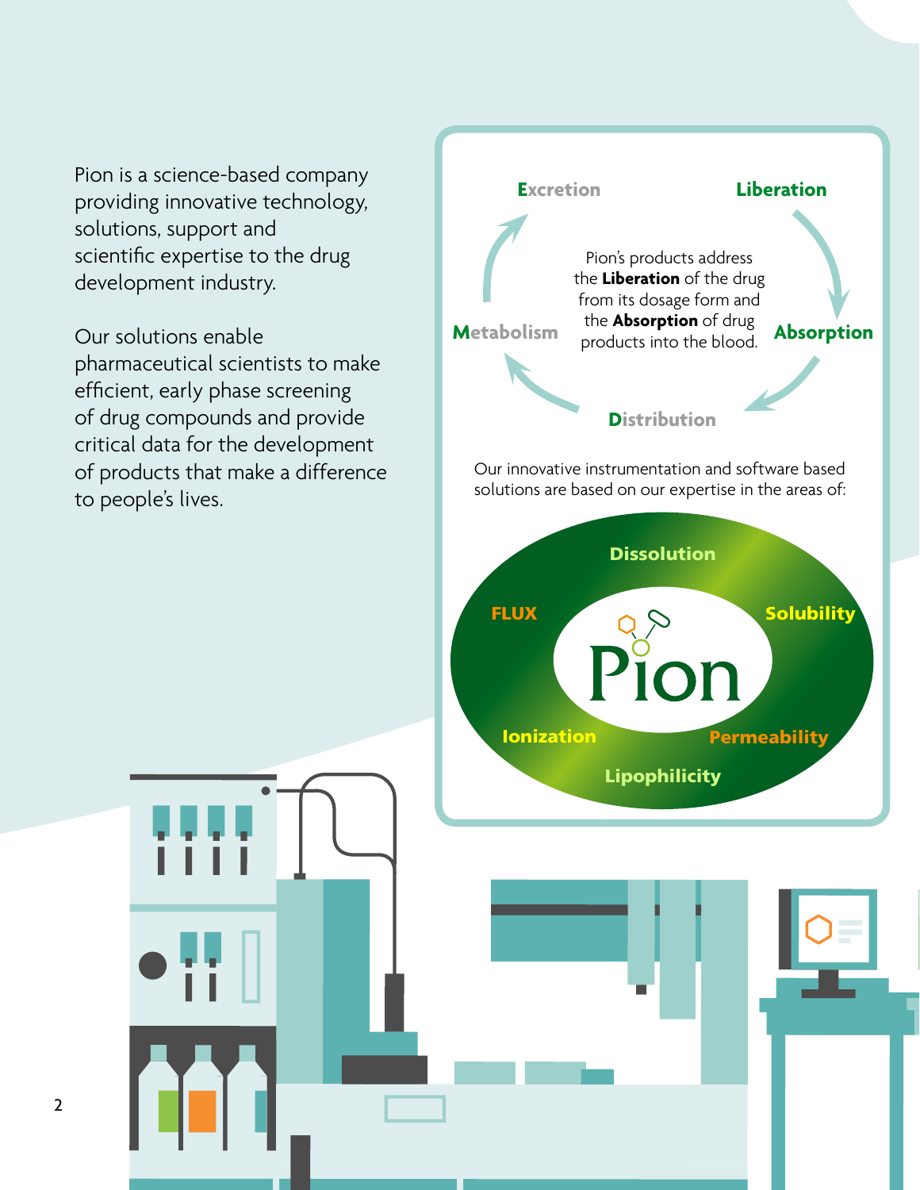Pion is a science-based company providing innovative technology, solutions, support and scientific expertise to the drug development industry.

Our solutions enable pharmaceutical scientists to make efficient, early phase screening of drug compounds and provide critical data for the development of products that make a difference to people's lives.

**Excretion** → **Liberation** → **Absorption** → **Distribution** → **Metabolism** → **Excretion**

Pion's products address the **Liberation** of the drug from its dosage form and the **Absorption** of drug products into the blood.

Our innovative instrumentation and software based solutions are based on our expertise in the areas of:

- Dissolution
- Solubility
- Permeability
- Lipophilicity
- Ionization
- FLUX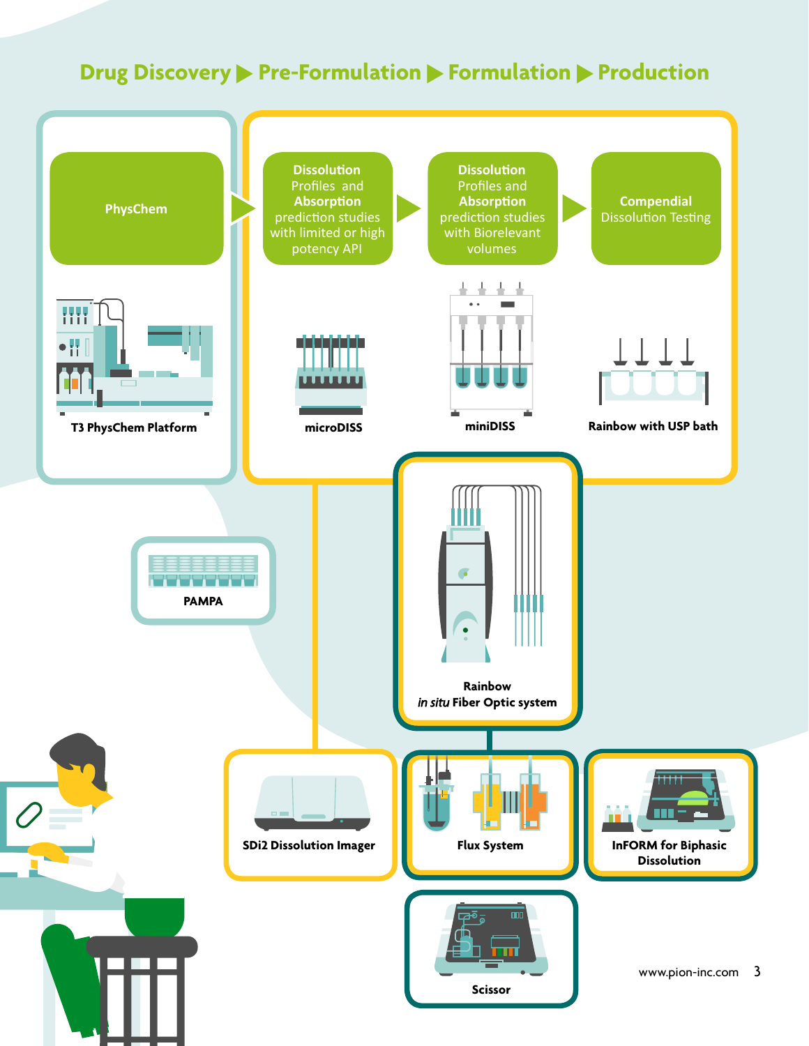## Drug Discovery ▶ Pre-Formulation ▶ Formulation ▶ Production

**PhysChem**

T3 PhysChem Platform

**Dissolution** Profiles and **Absorption** prediction studies with limited or high potency API

microDISS

**Dissolution** Profiles and **Absorption** prediction studies with Biorelevant volumes

miniDISS

**Compendial** Dissolution Testing

Rainbow with USP bath

PAMPA

Rainbow *in situ* Fiber Optic system

SDi2 Dissolution Imager

Flux System

InFORM for Biphasic Dissolution

Scissor

www.pion-inc.com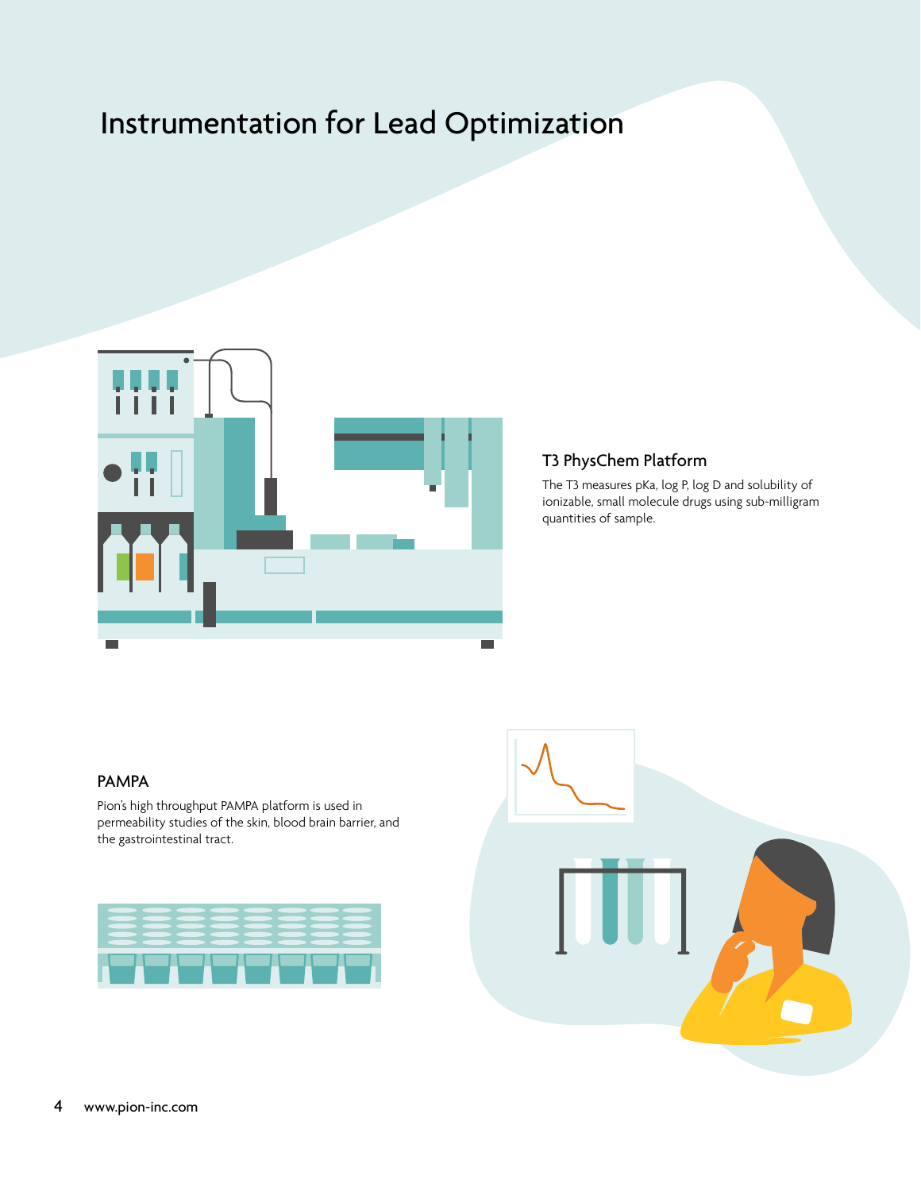# Instrumentation for Lead Optimization

## T3 PhysChem Platform

The T3 measures pKa, log P, log D and solubility of ionizable, small molecule drugs using sub-milligram quantities of sample.

## PAMPA

Pion's high throughput PAMPA platform is used in permeability studies of the skin, blood brain barrier, and the gastrointestinal tract.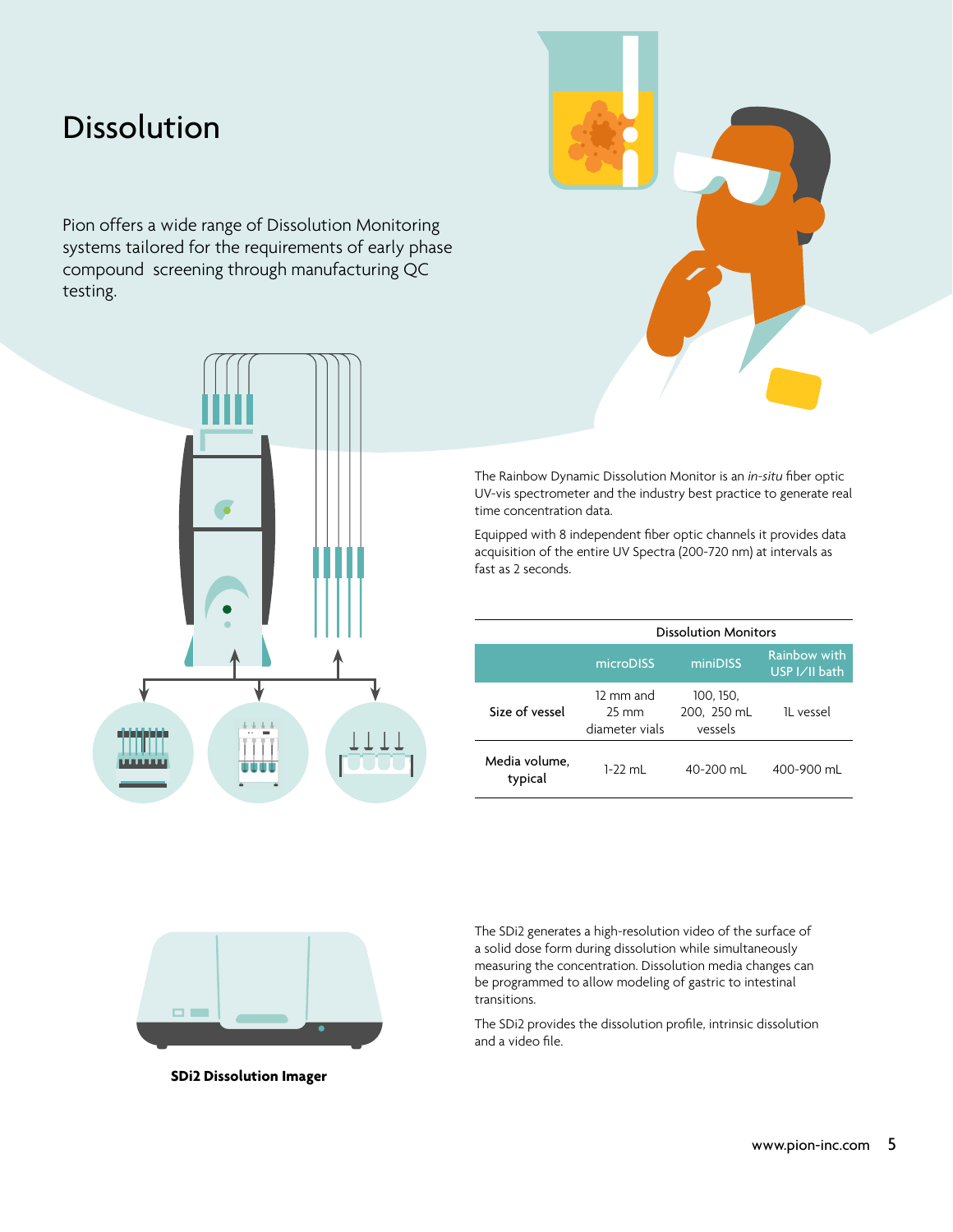# Dissolution

Pion offers a wide range of Dissolution Monitoring systems tailored for the requirements of early phase compound screening through manufacturing QC testing.

The Rainbow Dynamic Dissolution Monitor is an *in-situ* fiber optic UV-vis spectrometer and the industry best practice to generate real time concentration data.

Equipped with 8 independent fiber optic channels it provides data acquisition of the entire UV Spectra (200-720 nm) at intervals as fast as 2 seconds.

| | Dissolution Monitors | | |
|---|---|---|---|
| | microDISS | miniDISS | Rainbow with USP I/II bath |
| Size of vessel | 12 mm and 25 mm diameter vials | 100, 150, 200, 250 mL vessels | 1L vessel |
| Media volume, typical | 1-22 mL | 40-200 mL | 400-900 mL |

**SDi2 Dissolution Imager**

The SDi2 generates a high-resolution video of the surface of a solid dose form during dissolution while simultaneously measuring the concentration. Dissolution media changes can be programmed to allow modeling of gastric to intestinal transitions.

The SDi2 provides the dissolution profile, intrinsic dissolution and a video file.

www.pion-inc.com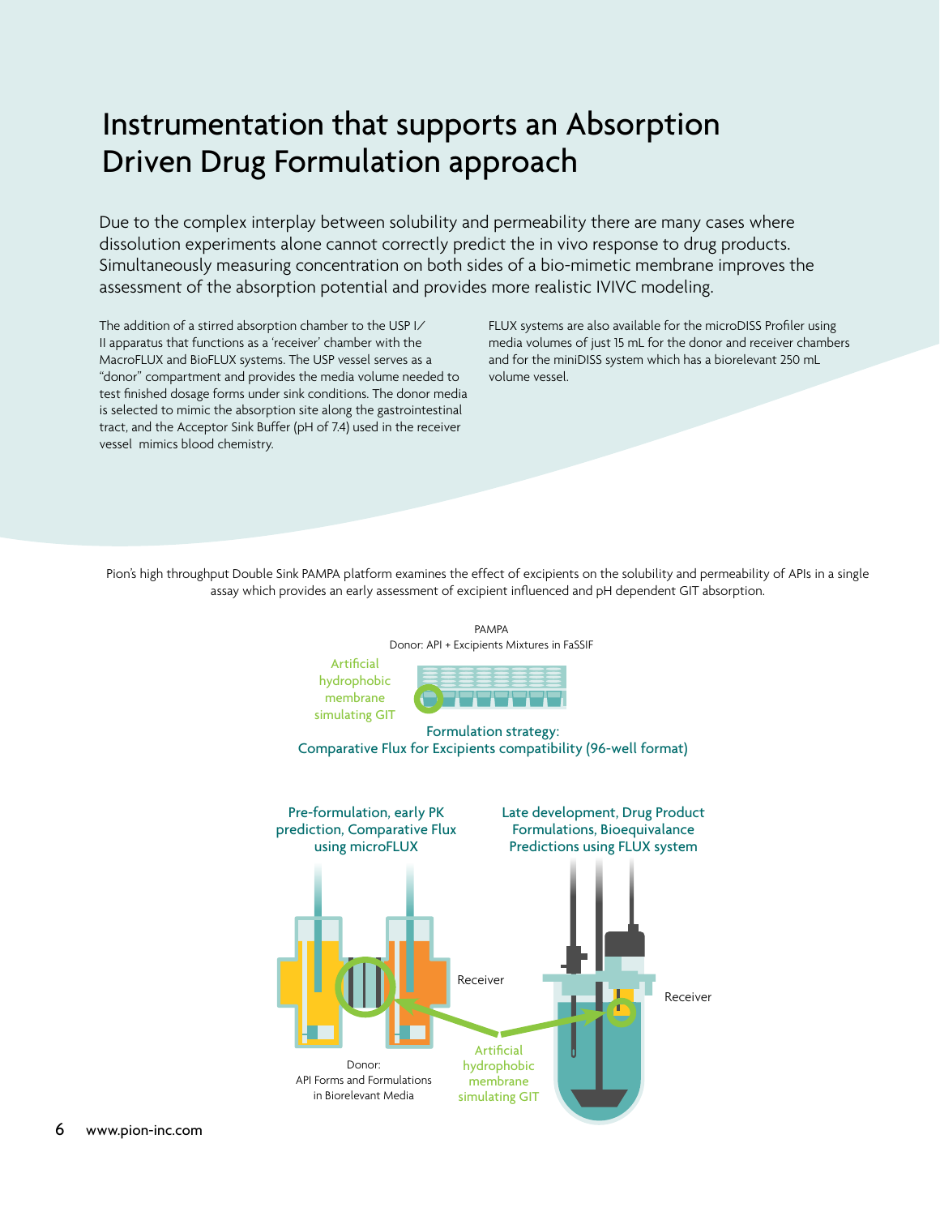# Instrumentation that supports an Absorption Driven Drug Formulation approach

Due to the complex interplay between solubility and permeability there are many cases where dissolution experiments alone cannot correctly predict the in vivo response to drug products. Simultaneously measuring concentration on both sides of a bio-mimetic membrane improves the assessment of the absorption potential and provides more realistic IVIVC modeling.

The addition of a stirred absorption chamber to the USP I/II apparatus that functions as a 'receiver' chamber with the MacroFLUX and BioFLUX systems. The USP vessel serves as a "donor" compartment and provides the media volume needed to test finished dosage forms under sink conditions. The donor media is selected to mimic the absorption site along the gastrointestinal tract, and the Acceptor Sink Buffer (pH of 7.4) used in the receiver vessel mimics blood chemistry.

FLUX systems are also available for the microDISS Profiler using media volumes of just 15 mL for the donor and receiver chambers and for the miniDISS system which has a biorelevant 250 mL volume vessel.

Pion's high throughput Double Sink PAMPA platform examines the effect of excipients on the solubility and permeability of APIs in a single assay which provides an early assessment of excipient influenced and pH dependent GIT absorption.

PAMPA

Donor: API + Excipients Mixtures in FaSSIF

Artificial hydrophobic membrane simulating GIT

Formulation strategy:
Comparative Flux for Excipients compatibility (96-well format)

Pre-formulation, early PK prediction, Comparative Flux using microFLUX

Late development, Drug Product Formulations, Bioequivalance Predictions using FLUX system

Receiver

Receiver

Donor:
API Forms and Formulations in Biorelevant Media

Artificial hydrophobic membrane simulating GIT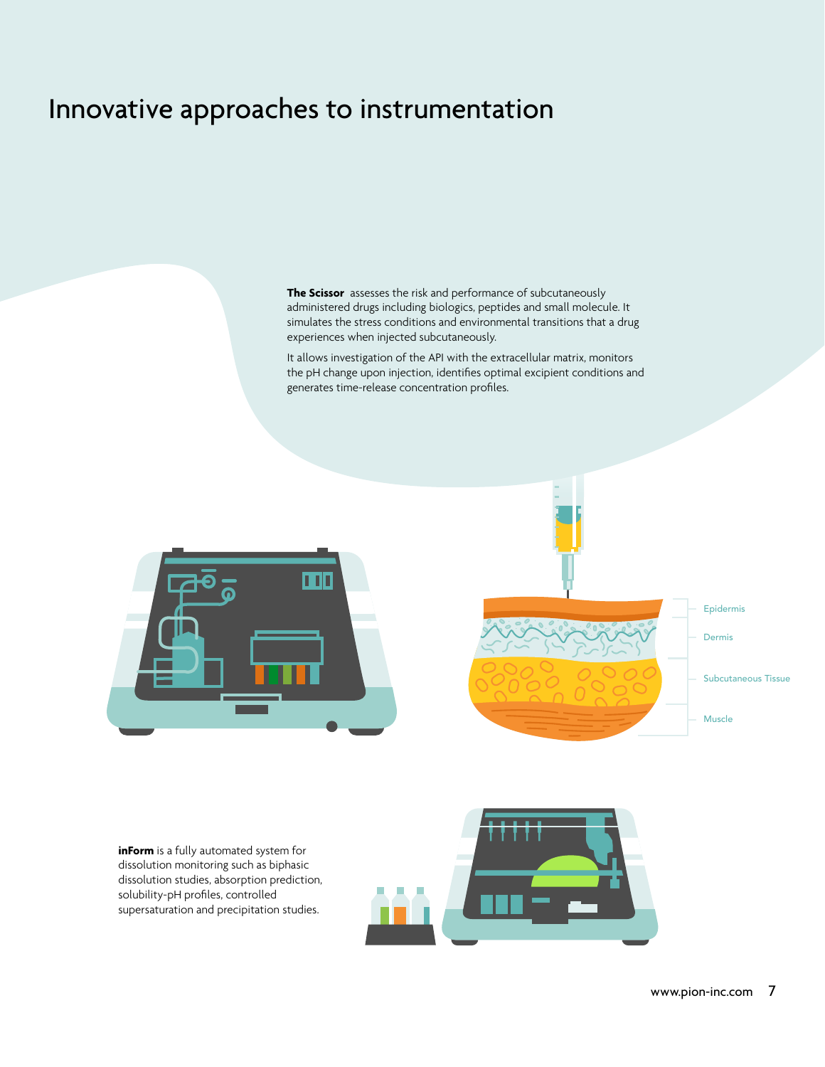# Innovative approaches to instrumentation

**The Scissor** assesses the risk and performance of subcutaneously administered drugs including biologics, peptides and small molecule. It simulates the stress conditions and environmental transitions that a drug experiences when injected subcutaneously.

It allows investigation of the API with the extracellular matrix, monitors the pH change upon injection, identifies optimal excipient conditions and generates time-release concentration profiles.

Epidermis

Dermis

Subcutaneous Tissue

Muscle

**inForm** is a fully automated system for dissolution monitoring such as biphasic dissolution studies, absorption prediction, solubility-pH profiles, controlled supersaturation and precipitation studies.

www.pion-inc.com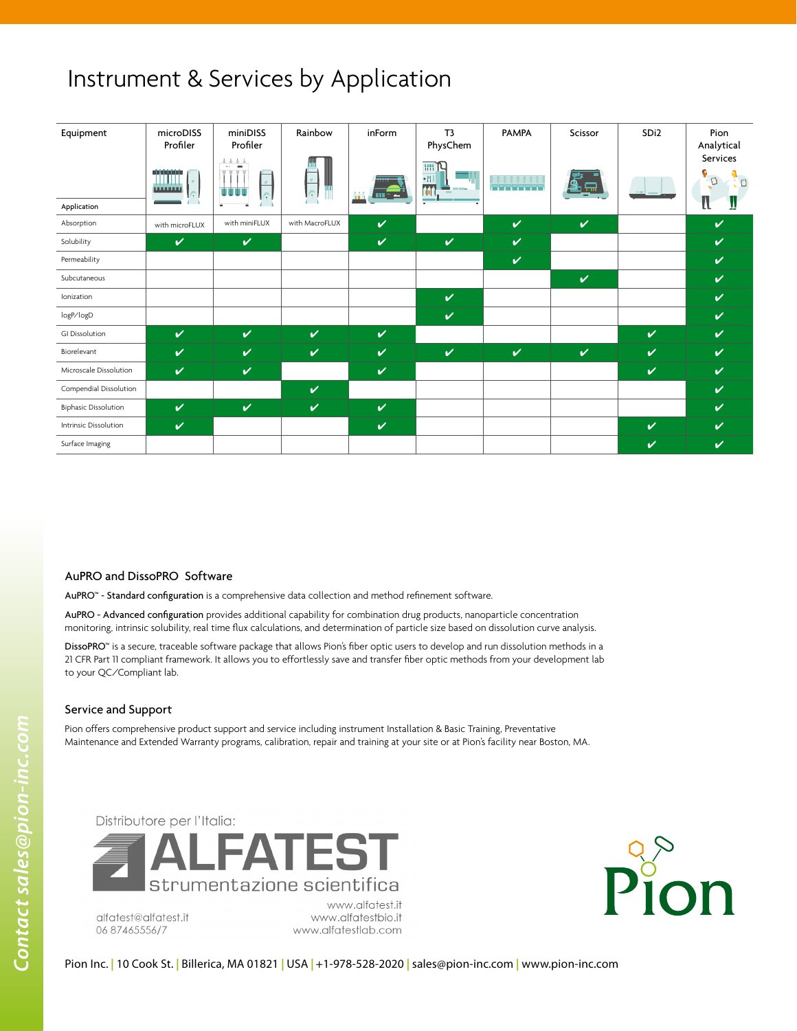# Instrument & Services by Application

| Equipment / Application | microDISS Profiler | miniDISS Profiler | Rainbow | inForm | T3 PhysChem | PAMPA | Scissor | SDi2 | Pion Analytical Services |
|---|---|---|---|---|---|---|---|---|---|
| Absorption | with microFLUX | with miniFLUX | with MacroFLUX | ✔ | | ✔ | ✔ | | ✔ |
| Solubility | ✔ | ✔ | | ✔ | ✔ | ✔ | | | ✔ |
| Permeability | | | | | | ✔ | | | ✔ |
| Subcutaneous | | | | | | | ✔ | | ✔ |
| Ionization | | | | | ✔ | | | | ✔ |
| logP/logD | | | | | ✔ | | | | ✔ |
| GI Dissolution | ✔ | ✔ | ✔ | ✔ | | | | ✔ | ✔ |
| Biorelevant | ✔ | ✔ | ✔ | ✔ | ✔ | ✔ | ✔ | ✔ | ✔ |
| Microscale Dissolution | ✔ | ✔ | | ✔ | | | | ✔ | ✔ |
| Compendial Dissolution | | | ✔ | | | | | | ✔ |
| Biphasic Dissolution | ✔ | ✔ | ✔ | ✔ | | | | | ✔ |
| Intrinsic Dissolution | ✔ | | | ✔ | | | | ✔ | ✔ |
| Surface Imaging | | | | | | | | ✔ | ✔ |

## AuPRO and DissoPRO Software

**AuPRO™ - Standard configuration** is a comprehensive data collection and method refinement software.

**AuPRO - Advanced configuration** provides additional capability for combination drug products, nanoparticle concentration monitoring, intrinsic solubility, real time flux calculations, and determination of particle size based on dissolution curve analysis.

**DissoPRO™** is a secure, traceable software package that allows Pion's fiber optic users to develop and run dissolution methods in a 21 CFR Part 11 compliant framework. It allows you to effortlessly save and transfer fiber optic methods from your development lab to your QC/Compliant lab.

## Service and Support

Pion offers comprehensive product support and service including instrument Installation & Basic Training, Preventative Maintenance and Extended Warranty programs, calibration, repair and training at your site or at Pion's facility near Boston, MA.

Distributore per l'Italia:

ALFATEST strumentazione scientifica

alfatest@alfatest.it
06 87465556/7

www.alfatest.it
www.alfatestbio.it
www.alfatestlab.com

Pion

Contact sales@pion-inc.com

Pion Inc. | 10 Cook St. | Billerica, MA 01821 | USA | +1-978-528-2020 | sales@pion-inc.com | www.pion-inc.com